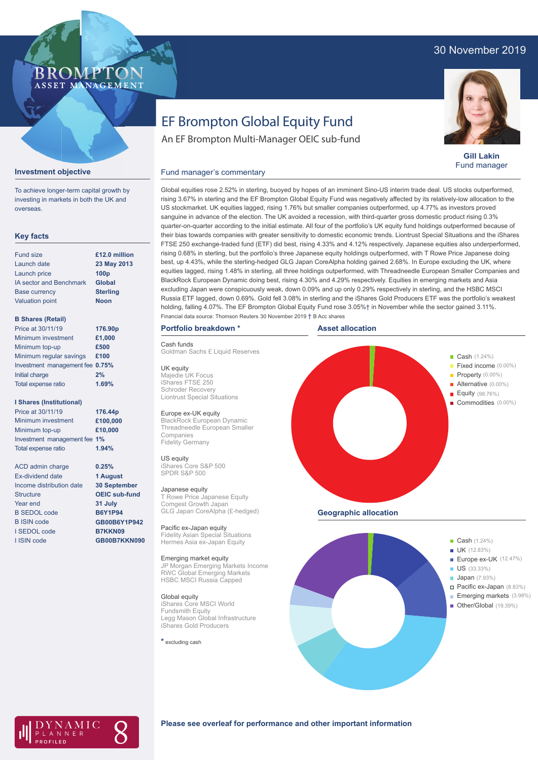30 November 2019

# EF Brompton Global Equity Fund

An EF Brompton Multi-Manager OEIC sub-fund

**Gill Lakin**
Fund manager

## Investment objective

To achieve longer-term capital growth by investing in markets in both the UK and overseas.

## Key facts

| | |
|---|---|
| Fund size | £12.0 million |
| Launch date | 23 May 2013 |
| Launch price | 100p |
| IA sector and Benchmark | Global |
| Base currency | Sterling |
| Valuation point | Noon |

**B Shares (Retail)**

| | |
|---|---|
| Price at 30/11/19 | 176.90p |
| Minimum investment | £1,000 |
| Minimum top-up | £500 |
| Minimum regular savings | £100 |
| Investment management fee | 0.75% |
| Initial charge | 2% |
| Total expense ratio | 1.69% |

**I Shares (Institutional)**

| | |
|---|---|
| Price at 30/11/19 | 176.44p |
| Minimum investment | £100,000 |
| Minimum top-up | £10,000 |
| Investment management fee | 1% |
| Total expense ratio | 1.94% |

| | |
|---|---|
| ACD admin charge | 0.25% |
| Ex-dividend date | 1 August |
| Income distribution date | 30 September |
| Structure | OEIC sub-fund |
| Year end | 31 July |
| B SEDOL code | B6Y1P94 |
| B ISIN code | GB00B6Y1P942 |
| I SEDOL code | B7KKN09 |
| I ISIN code | GB00B7KKN090 |

## Fund manager's commentary

Global equities rose 2.52% in sterling, buoyed by hopes of an imminent Sino-US interim trade deal. US stocks outperformed, rising 3.67% in sterling and the EF Brompton Global Equity Fund was negatively affected by its relatively-low allocation to the US stockmarket. UK equities lagged, rising 1.76% but smaller companies outperformed, up 4.77% as investors proved sanguine in advance of the election. The UK avoided a recession, with third-quarter gross domestic product rising 0.3% quarter-on-quarter according to the initial estimate. All four of the portfolio's UK equity fund holdings outperformed because of their bias towards companies with greater sensitivity to domestic economic trends. Liontrust Special Situations and the iShares FTSE 250 exchange-traded fund (ETF) did best, rising 4.33% and 4.12% respectively. Japanese equities also underperformed, rising 0.68% in sterling, but the portfolio's three Japanese equity holdings outperformed, with T Rowe Price Japanese doing best, up 4.43%, while the sterling-hedged GLG Japan CoreAlpha holding gained 2.68%. In Europe excluding the UK, where equities lagged, rising 1.48% in sterling, all three holdings outperformed, with Threadneedle European Smaller Companies and BlackRock European Dynamic doing best, rising 4.30% and 4.29% respectively. Equities in emerging markets and Asia excluding Japan were conspicuously weak, down 0.09% and up only 0.29% respectively in sterling, and the HSBC MSCI Russia ETF lagged, down 0.69%. Gold fell 3.08% in sterling and the iShares Gold Producers ETF was the portfolio's weakest holding, falling 4.07%. The EF Brompton Global Equity Fund rose 3.05%† in November while the sector gained 3.11%.

Financial data source: Thomson Reuters 30 November 2019 † B Acc shares

## Portfolio breakdown *

**Cash funds**
Goldman Sachs £ Liquid Reserves

**UK equity**
Majedie UK Focus
iShares FTSE 250
Schroder Recovery
Liontrust Special Situations

**Europe ex-UK equity**
BlackRock European Dynamic
Threadneedle European Smaller Companies
Fidelity Germany

**US equity**
iShares Core S&P 500
SPDR S&P 500

**Japanese equity**
T Rowe Price Japanese Equity
Comgest Growth Japan
GLG Japan CoreAlpha (£-hedged)

**Pacific ex-Japan equity**
Fidelity Asian Special Situations
Hermes Asia ex-Japan Equity

**Emerging market equity**
JP Morgan Emerging Markets Income
RWC Global Emerging Markets
HSBC MSCI Russia Capped

**Global equity**
iShares Core MSCI World
Fundsmith Equity
Legg Mason Global Infrastructure
iShares Gold Producers

* excluding cash

## Asset allocation

- Cash (1.24%)
- Fixed income (0.00%)
- Property (0.00%)
- Alternative (0.00%)
- Equity (98.76%)
- Commodities (0.00%)

## Geographic allocation

- Cash (1.24%)
- UK (12.83%)
- Europe ex-UK (12.47%)
- US (33.33%)
- Japan (7.93%)
- Pacific ex-Japan (8.83%)
- Emerging markets (3.98%)
- Other/Global (19.39%)

**Please see overleaf for performance and other important information**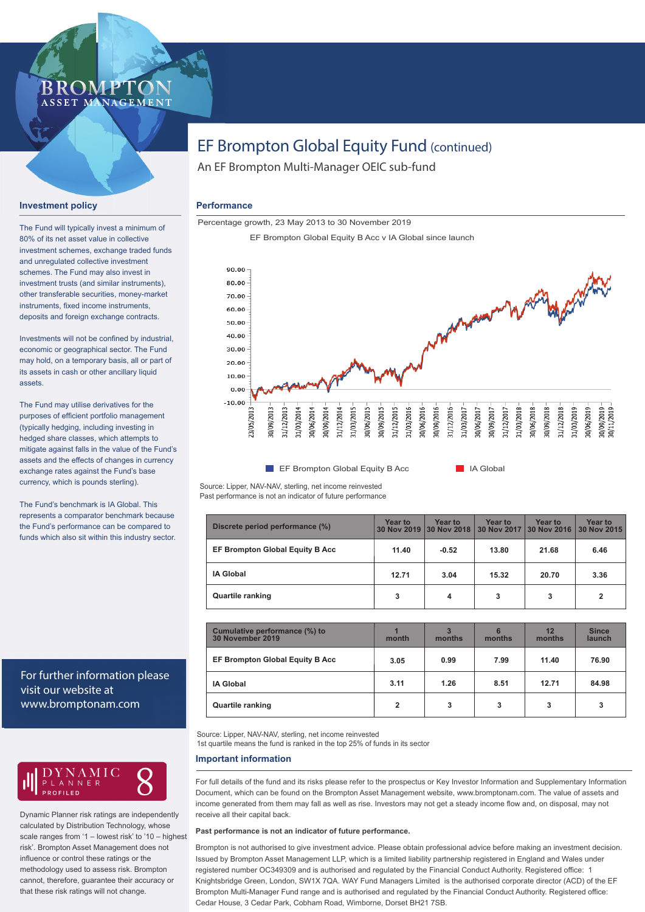# EF Brompton Global Equity Fund (continued)

An EF Brompton Multi-Manager OEIC sub-fund

## Investment policy

The Fund will typically invest a minimum of 80% of its net asset value in collective investment schemes, exchange traded funds and unregulated collective investment schemes. The Fund may also invest in investment trusts (and similar instruments), other transferable securities, money-market instruments, fixed income instruments, deposits and foreign exchange contracts.

Investments will not be confined by industrial, economic or geographical sector. The Fund may hold, on a temporary basis, all or part of its assets in cash or other ancillary liquid assets.

The Fund may utilise derivatives for the purposes of efficient portfolio management (typically hedging, including investing in hedged share classes, which attempts to mitigate against falls in the value of the Fund's assets and the effects of changes in currency exchange rates against the Fund's base currency, which is pounds sterling).

The Fund's benchmark is IA Global. This represents a comparator benchmark because the Fund's performance can be compared to funds which also sit within this industry sector.

For further information please visit our website at www.bromptonam.com

DYNAMIC PLANNER PROFILED 8

Dynamic Planner risk ratings are independently calculated by Distribution Technology, whose scale ranges from '1 – lowest risk' to '10 – highest risk'. Brompton Asset Management does not influence or control these ratings or the methodology used to assess risk. Brompton cannot, therefore, guarantee their accuracy or that these risk ratings will not change.

## Performance

Percentage growth, 23 May 2013 to 30 November 2019

EF Brompton Global Equity B Acc v IA Global since launch

90.00
80.00
70.00
60.00
50.00
40.00
30.00
20.00
10.00
0.00
-10.00

23/05/2013, 30/09/2013, 31/12/2013, 31/03/2014, 30/06/2014, 30/09/2014, 31/12/2014, 31/03/2015, 30/06/2015, 30/09/2015, 31/12/2015, 31/03/2016, 30/06/2016, 30/09/2016, 31/12/2016, 31/03/2017, 30/06/2017, 30/09/2017, 31/12/2017, 31/03/2018, 30/06/2018, 30/09/2018, 31/12/2018, 31/03/2019, 30/06/2019, 30/09/2019, 30/11/2019

EF Brompton Global Equity B Acc    IA Global

Source: Lipper, NAV-NAV, sterling, net income reinvested
Past performance is not an indicator of future performance

| Discrete period performance (%) | Year to 30 Nov 2019 | Year to 30 Nov 2018 | Year to 30 Nov 2017 | Year to 30 Nov 2016 | Year to 30 Nov 2015 |
|---|---|---|---|---|---|
| EF Brompton Global Equity B Acc | 11.40 | -0.52 | 13.80 | 21.68 | 6.46 |
| IA Global | 12.71 | 3.04 | 15.32 | 20.70 | 3.36 |
| Quartile ranking | 3 | 4 | 3 | 3 | 2 |

| Cumulative performance (%) to 30 November 2019 | 1 month | 3 months | 6 months | 12 months | Since launch |
|---|---|---|---|---|---|
| EF Brompton Global Equity B Acc | 3.05 | 0.99 | 7.99 | 11.40 | 76.90 |
| IA Global | 3.11 | 1.26 | 8.51 | 12.71 | 84.98 |
| Quartile ranking | 2 | 3 | 3 | 3 | 3 |

Source: Lipper, NAV-NAV, sterling, net income reinvested
1st quartile means the fund is ranked in the top 25% of funds in its sector

## Important information

For full details of the fund and its risks please refer to the prospectus or Key Investor Information and Supplementary Information Document, which can be found on the Brompton Asset Management website, www.bromptonam.com. The value of assets and income generated from them may fall as well as rise. Investors may not get a steady income flow and, on disposal, may not receive all their capital back.

**Past performance is not an indicator of future performance.**

Brompton is not authorised to give investment advice. Please obtain professional advice before making an investment decision. Issued by Brompton Asset Management LLP, which is a limited liability partnership registered in England and Wales under registered number OC349309 and is authorised and regulated by the Financial Conduct Authority. Registered office: 1 Knightsbridge Green, London, SW1X 7QA. WAY Fund Managers Limited is the authorised corporate director (ACD) of the EF Brompton Multi-Manager Fund range and is authorised and regulated by the Financial Conduct Authority. Registered office: Cedar House, 3 Cedar Park, Cobham Road, Wimborne, Dorset BH21 7SB.